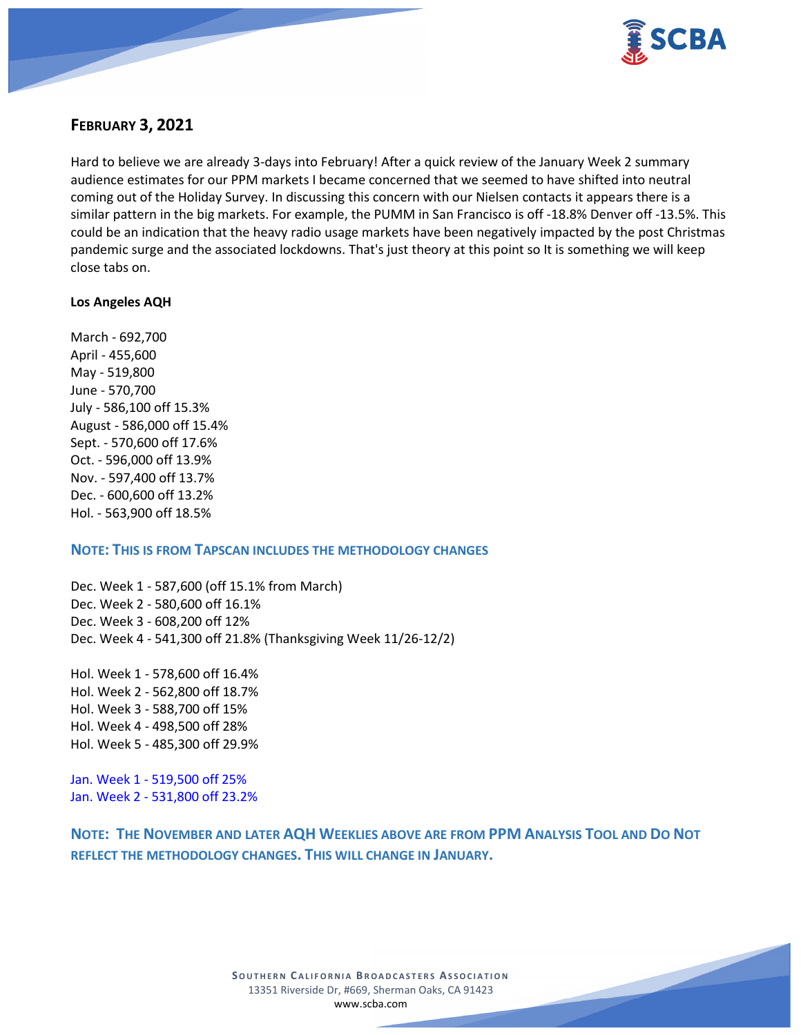## February 3, 2021

Hard to believe we are already 3-days into February! After a quick review of the January Week 2 summary audience estimates for our PPM markets I became concerned that we seemed to have shifted into neutral coming out of the Holiday Survey. In discussing this concern with our Nielsen contacts it appears there is a similar pattern in the big markets. For example, the PUMM in San Francisco is off -18.8% Denver off -13.5%. This could be an indication that the heavy radio usage markets have been negatively impacted by the post Christmas pandemic surge and the associated lockdowns. That's just theory at this point so It is something we will keep close tabs on.

**Los Angeles AQH**

March - 692,700
April - 455,600
May - 519,800
June - 570,700
July - 586,100 off 15.3%
August - 586,000 off 15.4%
Sept. - 570,600 off 17.6%
Oct. - 596,000 off 13.9%
Nov. - 597,400 off 13.7%
Dec. - 600,600 off 13.2%
Hol. - 563,900 off 18.5%

**NOTE: THIS IS FROM TAPSCAN INCLUDES THE METHODOLOGY CHANGES**

Dec. Week 1 - 587,600 (off 15.1% from March)
Dec. Week 2 - 580,600 off 16.1%
Dec. Week 3 - 608,200 off 12%
Dec. Week 4 - 541,300 off 21.8% (Thanksgiving Week 11/26-12/2)

Hol. Week 1 - 578,600 off 16.4%
Hol. Week 2 - 562,800 off 18.7%
Hol. Week 3 - 588,700 off 15%
Hol. Week 4 - 498,500 off 28%
Hol. Week 5 - 485,300 off 29.9%

Jan. Week 1 - 519,500 off 25%
Jan. Week 2 - 531,800 off 23.2%

**NOTE: THE NOVEMBER AND LATER AQH WEEKLIES ABOVE ARE FROM PPM ANALYSIS TOOL AND DO NOT REFLECT THE METHODOLOGY CHANGES. THIS WILL CHANGE IN JANUARY.**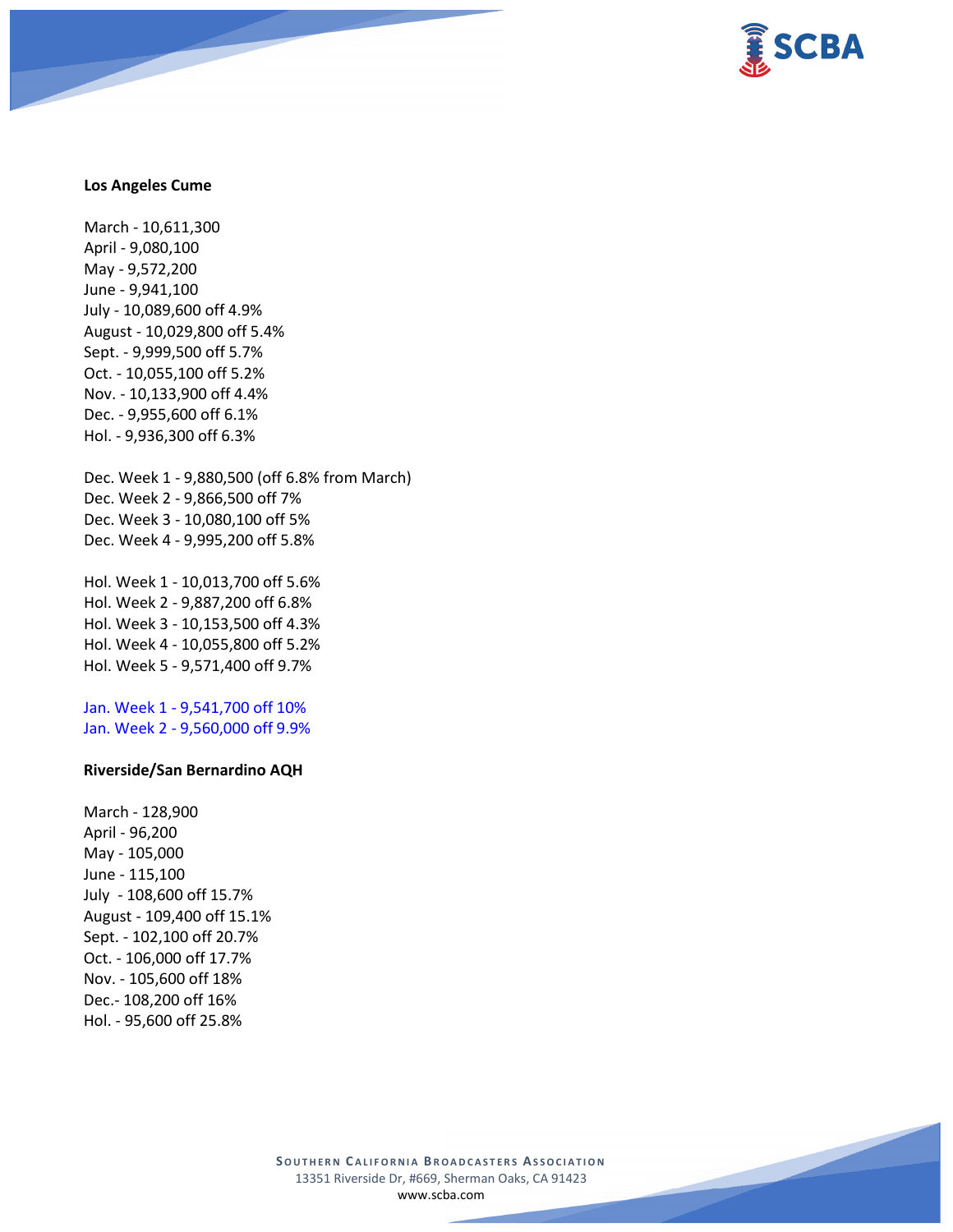**Los Angeles Cume**

March - 10,611,300
April - 9,080,100
May - 9,572,200
June - 9,941,100
July - 10,089,600 off 4.9%
August - 10,029,800 off 5.4%
Sept. - 9,999,500 off 5.7%
Oct. - 10,055,100 off 5.2%
Nov. - 10,133,900 off 4.4%
Dec. - 9,955,600 off 6.1%
Hol. - 9,936,300 off 6.3%

Dec. Week 1 - 9,880,500 (off 6.8% from March)
Dec. Week 2 - 9,866,500 off 7%
Dec. Week 3 - 10,080,100 off 5%
Dec. Week 4 - 9,995,200 off 5.8%

Hol. Week 1 - 10,013,700 off 5.6%
Hol. Week 2 - 9,887,200 off 6.8%
Hol. Week 3 - 10,153,500 off 4.3%
Hol. Week 4 - 10,055,800 off 5.2%
Hol. Week 5 - 9,571,400 off 9.7%

Jan. Week 1 - 9,541,700 off 10%
Jan. Week 2 - 9,560,000 off 9.9%

**Riverside/San Bernardino AQH**

March - 128,900
April - 96,200
May - 105,000
June - 115,100
July - 108,600 off 15.7%
August - 109,400 off 15.1%
Sept. - 102,100 off 20.7%
Oct. - 106,000 off 17.7%
Nov. - 105,600 off 18%
Dec.- 108,200 off 16%
Hol. - 95,600 off 25.8%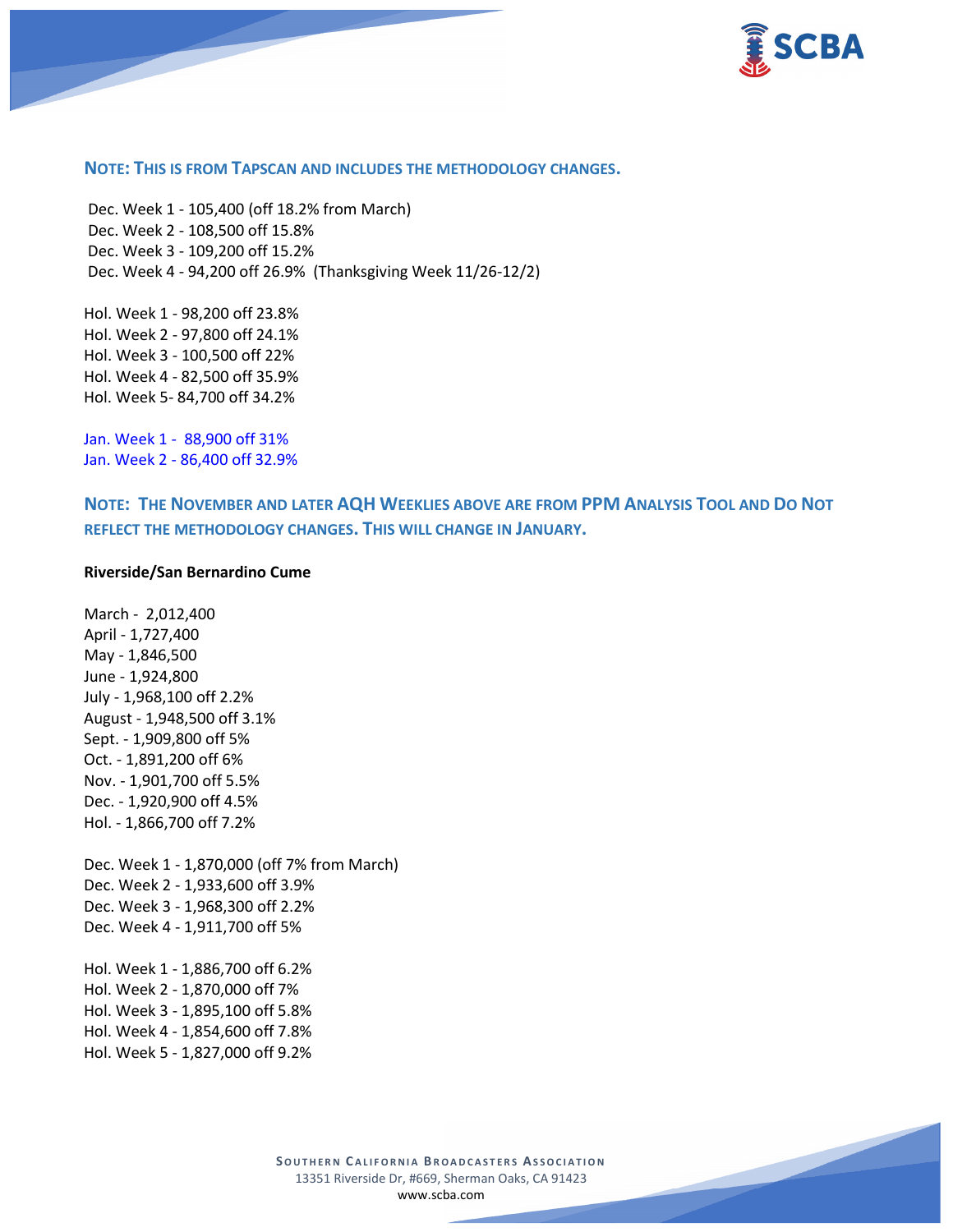**NOTE: THIS IS FROM TAPSCAN AND INCLUDES THE METHODOLOGY CHANGES.**

Dec. Week 1 - 105,400 (off 18.2% from March)
Dec. Week 2 - 108,500 off 15.8%
Dec. Week 3 - 109,200 off 15.2%
Dec. Week 4 - 94,200 off 26.9% (Thanksgiving Week 11/26-12/2)

Hol. Week 1 - 98,200 off 23.8%
Hol. Week 2 - 97,800 off 24.1%
Hol. Week 3 - 100,500 off 22%
Hol. Week 4 - 82,500 off 35.9%
Hol. Week 5- 84,700 off 34.2%

Jan. Week 1 - 88,900 off 31%
Jan. Week 2 - 86,400 off 32.9%

**NOTE: THE NOVEMBER AND LATER AQH WEEKLIES ABOVE ARE FROM PPM ANALYSIS TOOL AND DO NOT REFLECT THE METHODOLOGY CHANGES. THIS WILL CHANGE IN JANUARY.**

**Riverside/San Bernardino Cume**

March - 2,012,400
April - 1,727,400
May - 1,846,500
June - 1,924,800
July - 1,968,100 off 2.2%
August - 1,948,500 off 3.1%
Sept. - 1,909,800 off 5%
Oct. - 1,891,200 off 6%
Nov. - 1,901,700 off 5.5%
Dec. - 1,920,900 off 4.5%
Hol. - 1,866,700 off 7.2%

Dec. Week 1 - 1,870,000 (off 7% from March)
Dec. Week 2 - 1,933,600 off 3.9%
Dec. Week 3 - 1,968,300 off 2.2%
Dec. Week 4 - 1,911,700 off 5%

Hol. Week 1 - 1,886,700 off 6.2%
Hol. Week 2 - 1,870,000 off 7%
Hol. Week 3 - 1,895,100 off 5.8%
Hol. Week 4 - 1,854,600 off 7.8%
Hol. Week 5 - 1,827,000 off 9.2%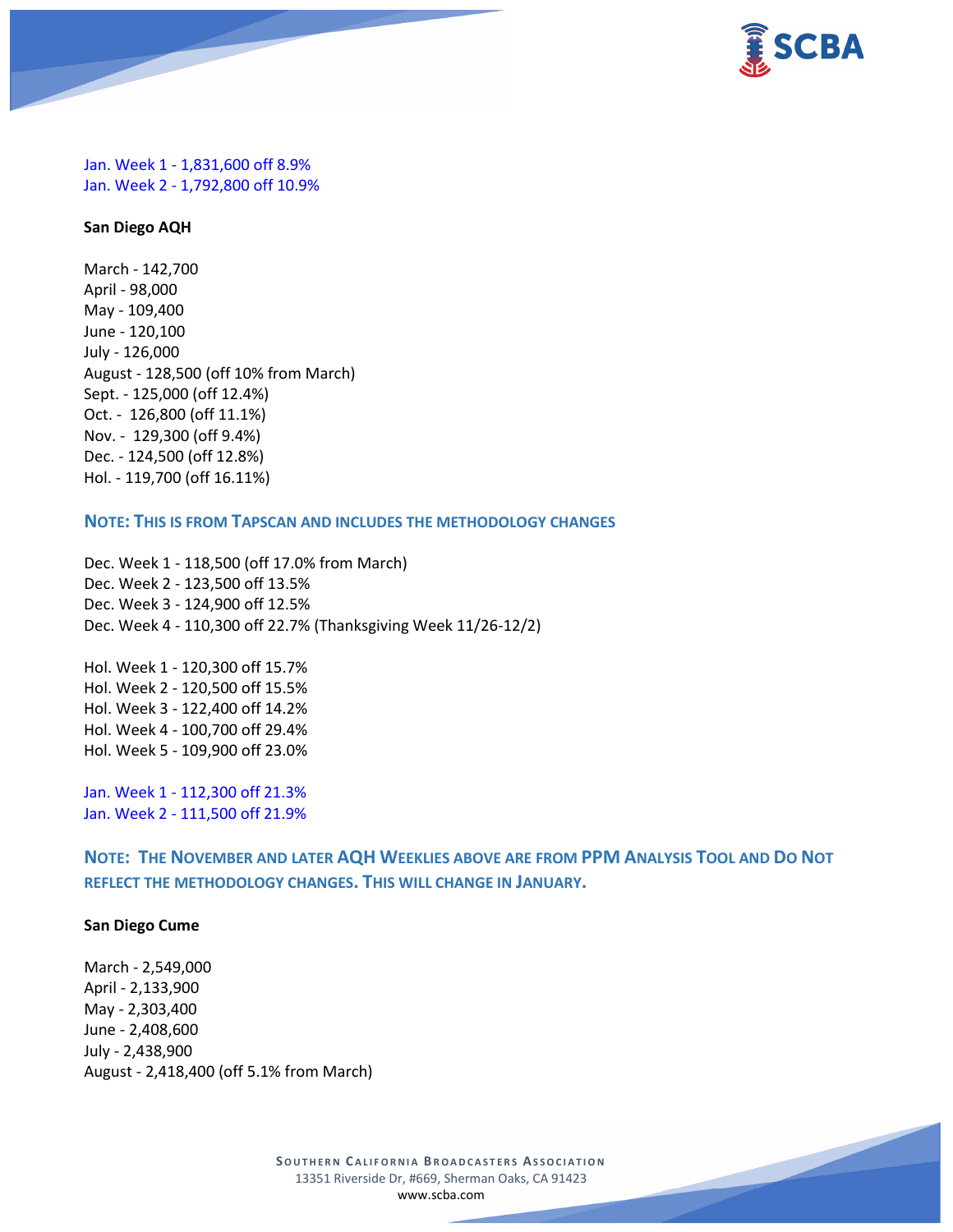Jan. Week 1 - 1,831,600 off 8.9%
Jan. Week 2 - 1,792,800 off 10.9%

**San Diego AQH**

March - 142,700
April - 98,000
May - 109,400
June - 120,100
July - 126,000
August - 128,500 (off 10% from March)
Sept. - 125,000 (off 12.4%)
Oct. - 126,800 (off 11.1%)
Nov. - 129,300 (off 9.4%)
Dec. - 124,500 (off 12.8%)
Hol. - 119,700 (off 16.11%)

**NOTE: THIS IS FROM TAPSCAN AND INCLUDES THE METHODOLOGY CHANGES**

Dec. Week 1 - 118,500 (off 17.0% from March)
Dec. Week 2 - 123,500 off 13.5%
Dec. Week 3 - 124,900 off 12.5%
Dec. Week 4 - 110,300 off 22.7% (Thanksgiving Week 11/26-12/2)

Hol. Week 1 - 120,300 off 15.7%
Hol. Week 2 - 120,500 off 15.5%
Hol. Week 3 - 122,400 off 14.2%
Hol. Week 4 - 100,700 off 29.4%
Hol. Week 5 - 109,900 off 23.0%

Jan. Week 1 - 112,300 off 21.3%
Jan. Week 2 - 111,500 off 21.9%

**NOTE: THE NOVEMBER AND LATER AQH WEEKLIES ABOVE ARE FROM PPM ANALYSIS TOOL AND DO NOT REFLECT THE METHODOLOGY CHANGES. THIS WILL CHANGE IN JANUARY.**

**San Diego Cume**

March - 2,549,000
April - 2,133,900
May - 2,303,400
June - 2,408,600
July - 2,438,900
August - 2,418,400 (off 5.1% from March)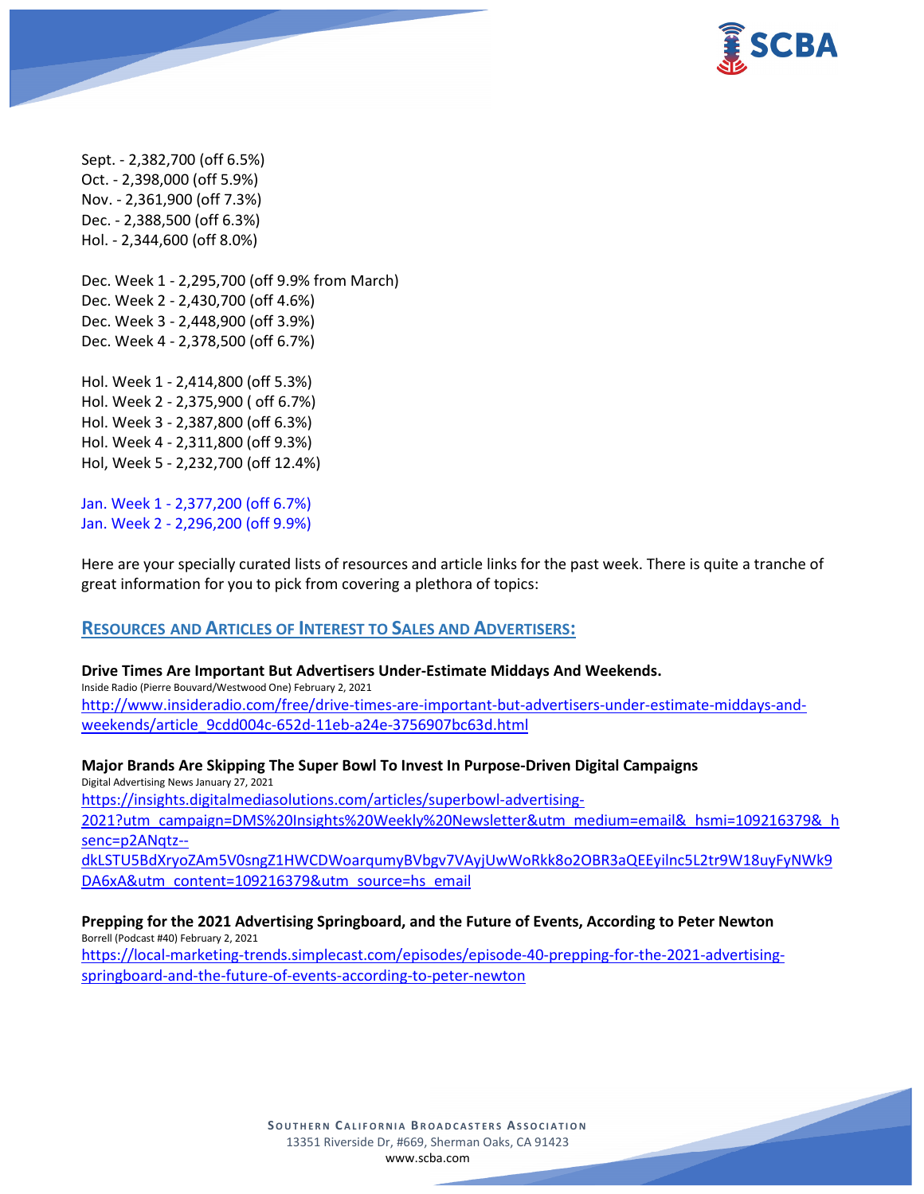Sept. - 2,382,700 (off 6.5%)
Oct. - 2,398,000 (off 5.9%)
Nov. - 2,361,900 (off 7.3%)
Dec. - 2,388,500 (off 6.3%)
Hol. - 2,344,600 (off 8.0%)

Dec. Week 1 - 2,295,700 (off 9.9% from March)
Dec. Week 2 - 2,430,700 (off 4.6%)
Dec. Week 3 - 2,448,900 (off 3.9%)
Dec. Week 4 - 2,378,500 (off 6.7%)

Hol. Week 1 - 2,414,800 (off 5.3%)
Hol. Week 2 - 2,375,900 ( off 6.7%)
Hol. Week 3 - 2,387,800 (off 6.3%)
Hol. Week 4 - 2,311,800 (off 9.3%)
Hol, Week 5 - 2,232,700 (off 12.4%)

Jan. Week 1 - 2,377,200 (off 6.7%)
Jan. Week 2 - 2,296,200 (off 9.9%)

Here are your specially curated lists of resources and article links for the past week. There is quite a tranche of great information for you to pick from covering a plethora of topics:

## RESOURCES AND ARTICLES OF INTEREST TO SALES AND ADVERTISERS:

**Drive Times Are Important But Advertisers Under-Estimate Middays And Weekends.**
Inside Radio (Pierre Bouvard/Westwood One) February 2, 2021
http://www.insideradio.com/free/drive-times-are-important-but-advertisers-under-estimate-middays-and-weekends/article_9cdd004c-652d-11eb-a24e-3756907bc63d.html

**Major Brands Are Skipping The Super Bowl To Invest In Purpose-Driven Digital Campaigns**
Digital Advertising News January 27, 2021
https://insights.digitalmediasolutions.com/articles/superbowl-advertising-2021?utm_campaign=DMS%20Insights%20Weekly%20Newsletter&utm_medium=email&_hsmi=109216379&_hsenc=p2ANqtz--dkLSTU5BdXryoZAm5V0sngZ1HWCDWoarqumyBVbgv7VAyjUwWoRkk8o2OBR3aQEEyilnc5L2tr9W18uyFyNWk9DA6xA&utm_content=109216379&utm_source=hs_email

**Prepping for the 2021 Advertising Springboard, and the Future of Events, According to Peter Newton**
Borrell (Podcast #40) February 2, 2021
https://local-marketing-trends.simplecast.com/episodes/episode-40-prepping-for-the-2021-advertising-springboard-and-the-future-of-events-according-to-peter-newton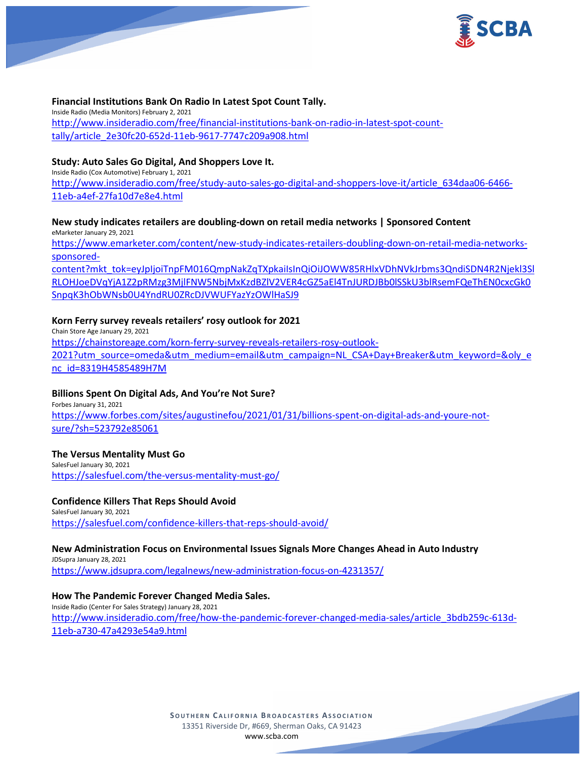**Financial Institutions Bank On Radio In Latest Spot Count Tally.**
Inside Radio (Media Monitors) February 2, 2021
http://www.insideradio.com/free/financial-institutions-bank-on-radio-in-latest-spot-count-tally/article_2e30fc20-652d-11eb-9617-7747c209a908.html

**Study: Auto Sales Go Digital, And Shoppers Love It.**
Inside Radio (Cox Automotive) February 1, 2021
http://www.insideradio.com/free/study-auto-sales-go-digital-and-shoppers-love-it/article_634daa06-6466-11eb-a4ef-27fa10d7e8e4.html

**New study indicates retailers are doubling-down on retail media networks | Sponsored Content**
eMarketer January 29, 2021
https://www.emarketer.com/content/new-study-indicates-retailers-doubling-down-on-retail-media-networks-sponsored-content?mkt_tok=eyJpIjoiTnpFM016QmpNakZqTXpkaiIsInQiOiJOWW85RHlxVDhNVkJrbms3QndiSDN4R2Njekl3SlRLOHJoeDVqYjA1Z2pRMzg3MjlFNW5NbjMxKzdBZlV2VER4cGZ5aEl4TnJURDJBb0lSSkU3blRsemFQeThEN0cxcGk0SnpqK3hObWNsb0U4YndRU0ZRcDJVWUFYazYzOWlHaSJ9

**Korn Ferry survey reveals retailers' rosy outlook for 2021**
Chain Store Age January 29, 2021
https://chainstoreage.com/korn-ferry-survey-reveals-retailers-rosy-outlook-2021?utm_source=omeda&utm_medium=email&utm_campaign=NL_CSA+Day+Breaker&utm_keyword=&oly_enc_id=8319H4585489H7M

**Billions Spent On Digital Ads, And You're Not Sure?**
Forbes January 31, 2021
https://www.forbes.com/sites/augustinefou/2021/01/31/billions-spent-on-digital-ads-and-youre-not-sure/?sh=523792e85061

**The Versus Mentality Must Go**
SalesFuel January 30, 2021
https://salesfuel.com/the-versus-mentality-must-go/

**Confidence Killers That Reps Should Avoid**
SalesFuel January 30, 2021
https://salesfuel.com/confidence-killers-that-reps-should-avoid/

**New Administration Focus on Environmental Issues Signals More Changes Ahead in Auto Industry**
JDSupra January 28, 2021
https://www.jdsupra.com/legalnews/new-administration-focus-on-4231357/

**How The Pandemic Forever Changed Media Sales.**
Inside Radio (Center For Sales Strategy) January 28, 2021
http://www.insideradio.com/free/how-the-pandemic-forever-changed-media-sales/article_3bdb259c-613d-11eb-a730-47a4293e54a9.html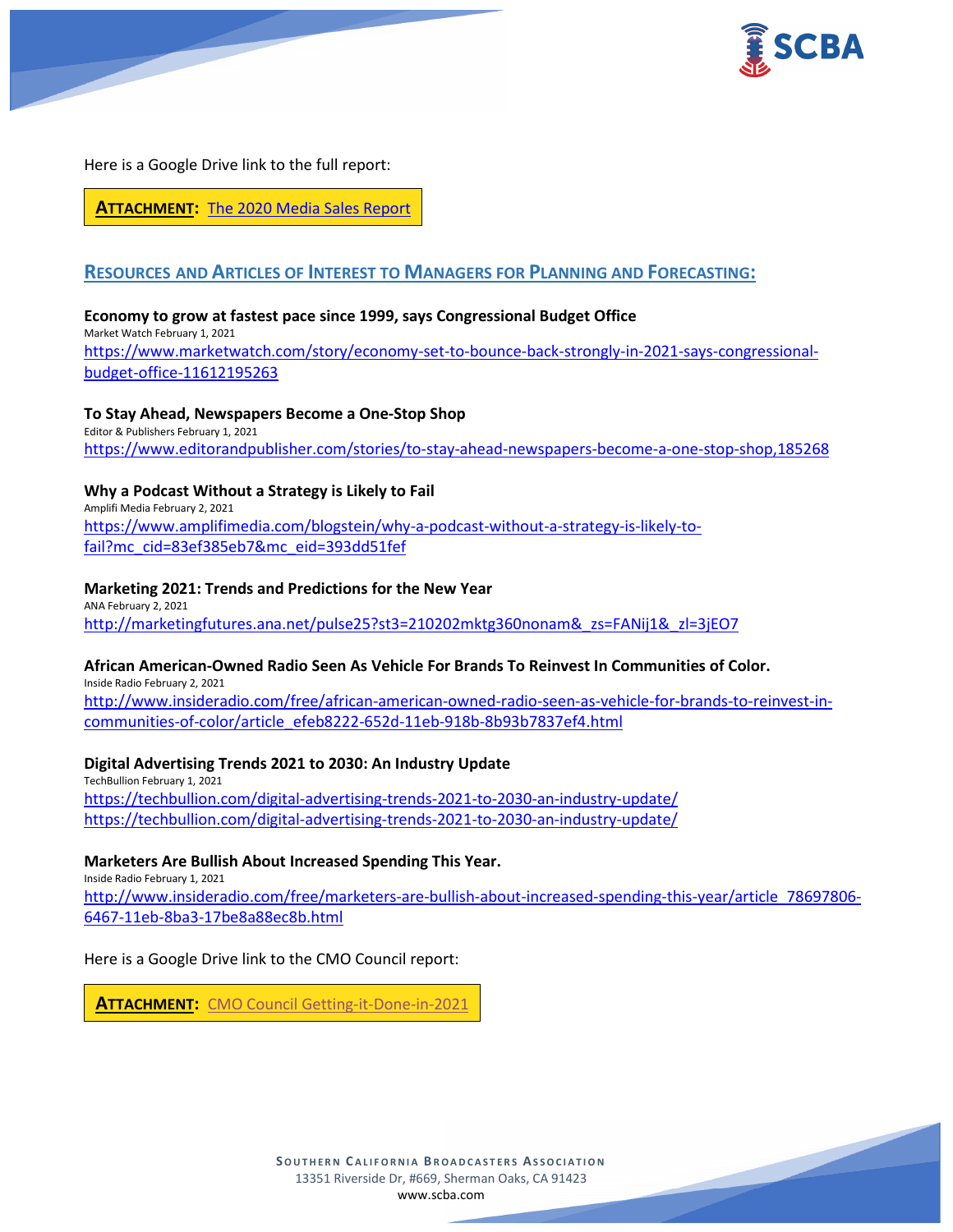Here is a Google Drive link to the full report:

**ATTACHMENT:** [The 2020 Media Sales Report]

## RESOURCES AND ARTICLES OF INTEREST TO MANAGERS FOR PLANNING AND FORECASTING:

**Economy to grow at fastest pace since 1999, says Congressional Budget Office**
Market Watch February 1, 2021
https://www.marketwatch.com/story/economy-set-to-bounce-back-strongly-in-2021-says-congressional-budget-office-11612195263

**To Stay Ahead, Newspapers Become a One-Stop Shop**
Editor & Publishers February 1, 2021
https://www.editorandpublisher.com/stories/to-stay-ahead-newspapers-become-a-one-stop-shop,185268

**Why a Podcast Without a Strategy is Likely to Fail**
Amplifi Media February 2, 2021
https://www.amplifimedia.com/blogstein/why-a-podcast-without-a-strategy-is-likely-to-fail?mc_cid=83ef385eb7&mc_eid=393dd51fef

**Marketing 2021: Trends and Predictions for the New Year**
ANA February 2, 2021
http://marketingfutures.ana.net/pulse25?st3=210202mktg360nonam&_zs=FANij1&_zl=3jEO7

**African American-Owned Radio Seen As Vehicle For Brands To Reinvest In Communities of Color.**
Inside Radio February 2, 2021
http://www.insideradio.com/free/african-american-owned-radio-seen-as-vehicle-for-brands-to-reinvest-in-communities-of-color/article_efeb8222-652d-11eb-918b-8b93b7837ef4.html

**Digital Advertising Trends 2021 to 2030: An Industry Update**
TechBullion February 1, 2021
https://techbullion.com/digital-advertising-trends-2021-to-2030-an-industry-update/
https://techbullion.com/digital-advertising-trends-2021-to-2030-an-industry-update/

**Marketers Are Bullish About Increased Spending This Year.**
Inside Radio February 1, 2021
http://www.insideradio.com/free/marketers-are-bullish-about-increased-spending-this-year/article_78697806-6467-11eb-8ba3-17be8a88ec8b.html

Here is a Google Drive link to the CMO Council report:

**ATTACHMENT:** [CMO Council Getting-it-Done-in-2021]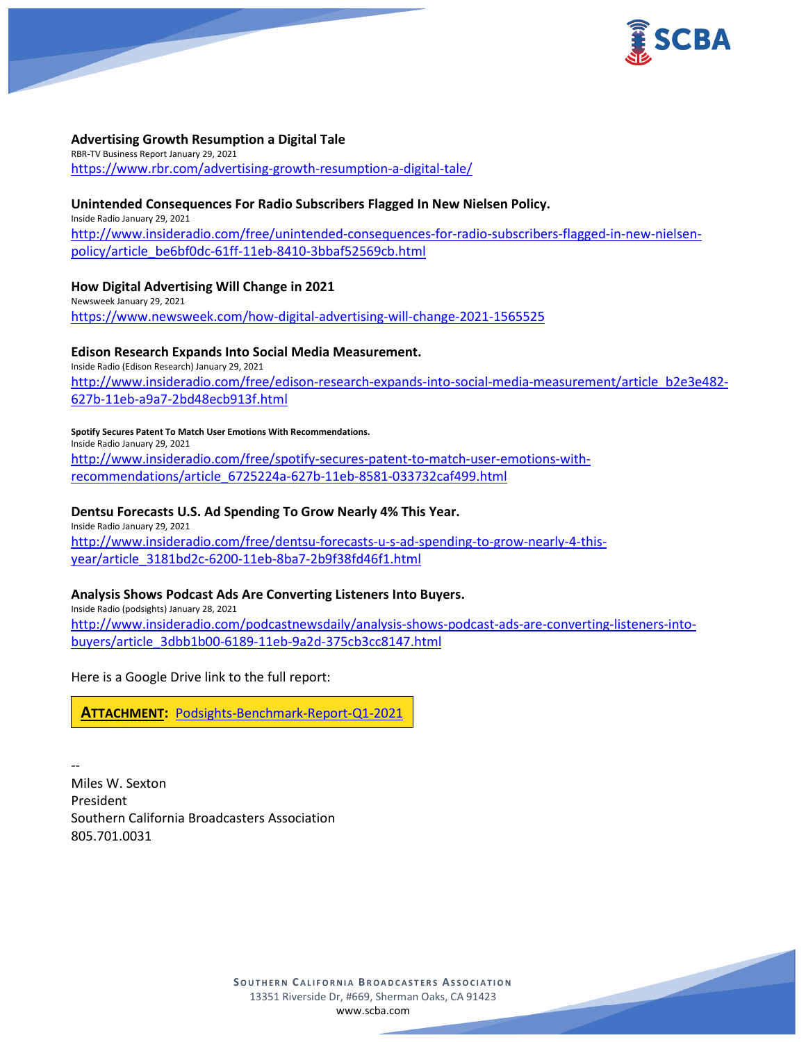**Advertising Growth Resumption a Digital Tale**
RBR-TV Business Report January 29, 2021
https://www.rbr.com/advertising-growth-resumption-a-digital-tale/

**Unintended Consequences For Radio Subscribers Flagged In New Nielsen Policy.**
Inside Radio January 29, 2021
http://www.insideradio.com/free/unintended-consequences-for-radio-subscribers-flagged-in-new-nielsen-policy/article_be6bf0dc-61ff-11eb-8410-3bbaf52569cb.html

**How Digital Advertising Will Change in 2021**
Newsweek January 29, 2021
https://www.newsweek.com/how-digital-advertising-will-change-2021-1565525

**Edison Research Expands Into Social Media Measurement.**
Inside Radio (Edison Research) January 29, 2021
http://www.insideradio.com/free/edison-research-expands-into-social-media-measurement/article_b2e3e482-627b-11eb-a9a7-2bd48ecb913f.html

**Spotify Secures Patent To Match User Emotions With Recommendations.**
Inside Radio January 29, 2021
http://www.insideradio.com/free/spotify-secures-patent-to-match-user-emotions-with-recommendations/article_6725224a-627b-11eb-8581-033732caf499.html

**Dentsu Forecasts U.S. Ad Spending To Grow Nearly 4% This Year.**
Inside Radio January 29, 2021
http://www.insideradio.com/free/dentsu-forecasts-u-s-ad-spending-to-grow-nearly-4-this-year/article_3181bd2c-6200-11eb-8ba7-2b9f38fd46f1.html

**Analysis Shows Podcast Ads Are Converting Listeners Into Buyers.**
Inside Radio (podsights) January 28, 2021
http://www.insideradio.com/podcastnewsdaily/analysis-shows-podcast-ads-are-converting-listeners-into-buyers/article_3dbb1b00-6189-11eb-9a2d-375cb3cc8147.html

Here is a Google Drive link to the full report:

**ATTACHMENT:** Podsights-Benchmark-Report-Q1-2021

--
Miles W. Sexton
President
Southern California Broadcasters Association
805.701.0031